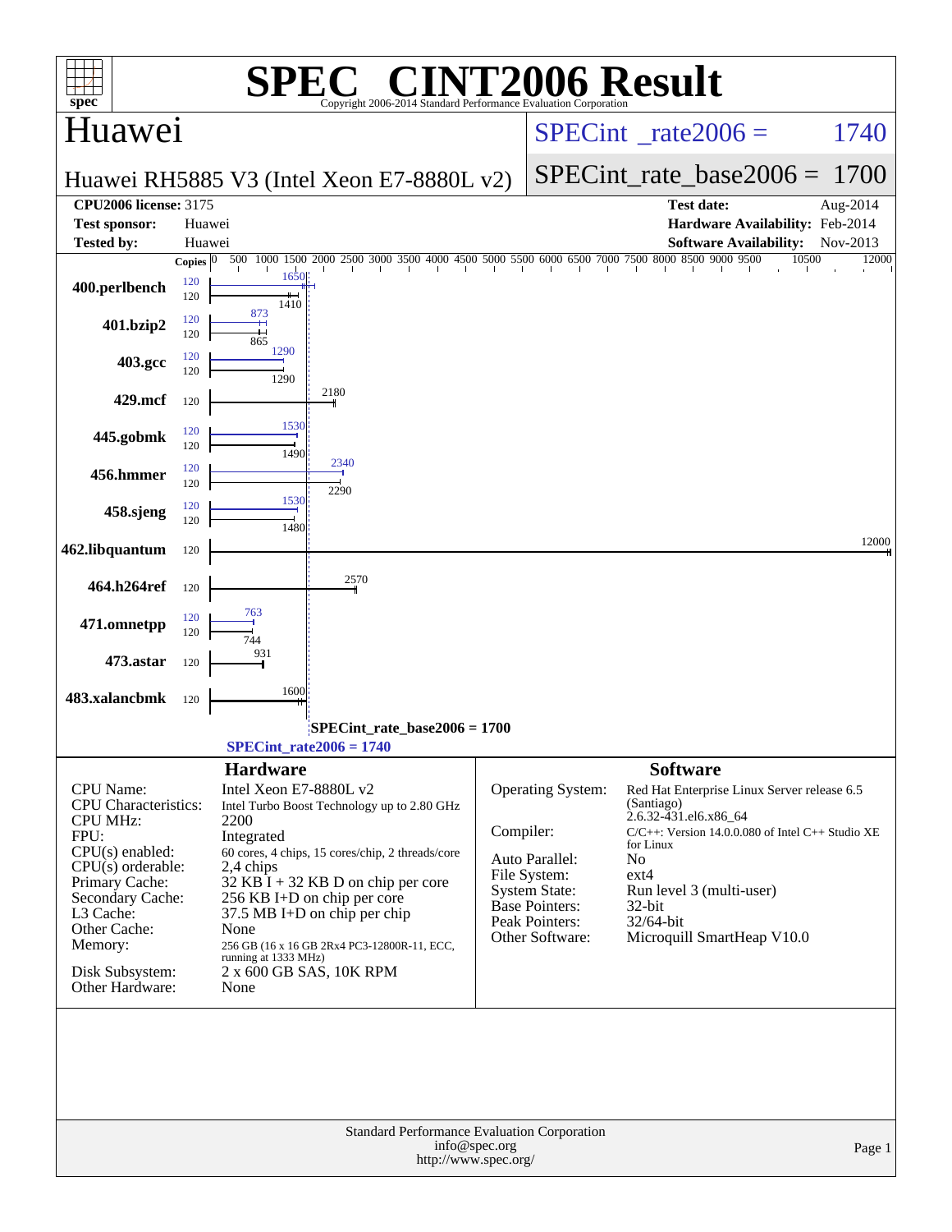# SPEC® CINT2006 Result

Copyright 2006-2014 Standard Performance Evaluation Corporation

## Huawei

**Huawei RH5885 V3 (Intel Xeon E7-8880L v2)**

SPECint_rate2006 = 1740

SPECint_rate_base2006 = 1700

| | | | |
|---|---|---|---|
| **CPU2006 license:** 3175 | | **Test date:** | Aug-2014 |
| **Test sponsor:** | Huawei | **Hardware Availability:** | Feb-2014 |
| **Tested by:** | Huawei | **Software Availability:** | Nov-2013 |

| Benchmark | Copies (peak) | Peak | Copies (base) | Base |
|---|---|---|---|---|
| 400.perlbench | 120 | 1650 | 120 | 1410 |
| 401.bzip2 | 120 | 873 | 120 | 865 |
| 403.gcc | 120 | 1290 | 120 | 1290 |
| 429.mcf | | | 120 | 2180 |
| 445.gobmk | 120 | 1530 | 120 | 1490 |
| 456.hmmer | 120 | 2340 | 120 | 2290 |
| 458.sjeng | 120 | 1530 | 120 | 1480 |
| 462.libquantum | | | 120 | 12000 |
| 464.h264ref | | | 120 | 2570 |
| 471.omnetpp | 120 | 763 | 120 | 744 |
| 473.astar | | | 120 | 931 |
| 483.xalancbmk | | | 120 | 1600 |

SPECint_rate_base2006 = 1700

SPECint_rate2006 = 1740

### Hardware

| | |
|---|---|
| CPU Name: | Intel Xeon E7-8880L v2 |
| CPU Characteristics: | Intel Turbo Boost Technology up to 2.80 GHz |
| CPU MHz: | 2200 |
| FPU: | Integrated |
| CPU(s) enabled: | 60 cores, 4 chips, 15 cores/chip, 2 threads/core |
| CPU(s) orderable: | 2,4 chips |
| Primary Cache: | 32 KB I + 32 KB D on chip per core |
| Secondary Cache: | 256 KB I+D on chip per core |
| L3 Cache: | 37.5 MB I+D on chip per chip |
| Other Cache: | None |
| Memory: | 256 GB (16 x 16 GB 2Rx4 PC3-12800R-11, ECC, running at 1333 MHz) |
| Disk Subsystem: | 2 x 600 GB SAS, 10K RPM |
| Other Hardware: | None |

### Software

| | |
|---|---|
| Operating System: | Red Hat Enterprise Linux Server release 6.5 (Santiago) 2.6.32-431.el6.x86_64 |
| Compiler: | C/C++: Version 14.0.0.080 of Intel C++ Studio XE for Linux |
| Auto Parallel: | No |
| File System: | ext4 |
| System State: | Run level 3 (multi-user) |
| Base Pointers: | 32-bit |
| Peak Pointers: | 32/64-bit |
| Other Software: | Microquill SmartHeap V10.0 |

Standard Performance Evaluation Corporation
info@spec.org
http://www.spec.org/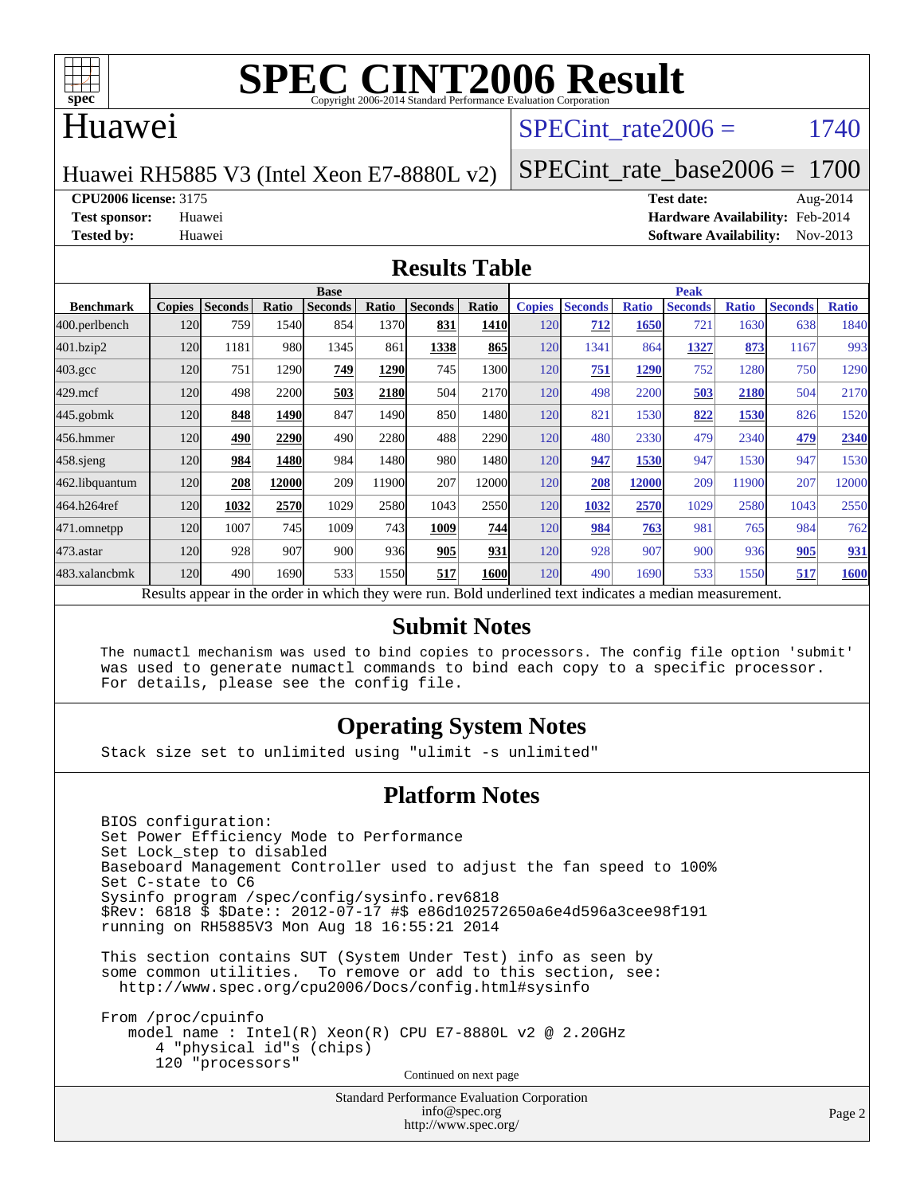# SPEC CINT2006 Result

Copyright 2006-2014 Standard Performance Evaluation Corporation

## Huawei

Huawei RH5885 V3 (Intel Xeon E7-8880L v2)

SPECint_rate2006 = 1740

SPECint_rate_base2006 = 1700

**CPU2006 license:** 3175
**Test sponsor:** Huawei
**Tested by:** Huawei

**Test date:** Aug-2014
**Hardware Availability:** Feb-2014
**Software Availability:** Nov-2013

## Results Table

| Benchmark | Base | | | | | | | Peak | | | | | | |
|---|---|---|---|---|---|---|---|---|---|---|---|---|---|---|
| | Copies | Seconds | Ratio | Seconds | Ratio | Seconds | Ratio | Copies | Seconds | Ratio | Seconds | Ratio | Seconds | Ratio |
| 400.perlbench | 120 | 759 | 1540 | 854 | 1370 | **831** | **1410** | 120 | **712** | **1650** | 721 | 1630 | 638 | 1840 |
| 401.bzip2 | 120 | 1181 | 980 | 1345 | 861 | **1338** | **865** | 120 | 1341 | 864 | **1327** | **873** | 1167 | 993 |
| 403.gcc | 120 | 751 | 1290 | **749** | **1290** | 745 | 1300 | 120 | **751** | **1290** | 752 | 1280 | 750 | 1290 |
| 429.mcf | 120 | 498 | 2200 | **503** | **2180** | 504 | 2170 | 120 | 498 | 2200 | **503** | **2180** | 504 | 2170 |
| 445.gobmk | 120 | **848** | **1490** | 847 | 1490 | 850 | 1480 | 120 | 821 | 1530 | **822** | **1530** | 826 | 1520 |
| 456.hmmer | 120 | **490** | **2290** | 490 | 2280 | 488 | 2290 | 120 | 480 | 2330 | 479 | 2340 | **479** | **2340** |
| 458.sjeng | 120 | **984** | **1480** | 984 | 1480 | 980 | 1480 | 120 | **947** | **1530** | 947 | 1530 | 947 | 1530 |
| 462.libquantum | 120 | **208** | **12000** | 209 | 11900 | 207 | 12000 | 120 | **208** | **12000** | 209 | 11900 | 207 | 12000 |
| 464.h264ref | 120 | **1032** | **2570** | 1029 | 2580 | 1043 | 2550 | 120 | **1032** | **2570** | 1029 | 2580 | 1043 | 2550 |
| 471.omnetpp | 120 | 1007 | 745 | 1009 | 743 | **1009** | **744** | 120 | **984** | **763** | 981 | 765 | 984 | 762 |
| 473.astar | 120 | 928 | 907 | 900 | 936 | **905** | **931** | 120 | 928 | 907 | 900 | 936 | **905** | **931** |
| 483.xalancbmk | 120 | 490 | 1690 | 533 | 1550 | **517** | **1600** | 120 | 490 | 1690 | 533 | 1550 | **517** | **1600** |

Results appear in the order in which they were run. Bold underlined text indicates a median measurement.

## Submit Notes

```
The numactl mechanism was used to bind copies to processors. The config file option 'submit'
was used to generate numactl commands to bind each copy to a specific processor.
For details, please see the config file.
```

## Operating System Notes

```
Stack size set to unlimited using "ulimit -s unlimited"
```

## Platform Notes

```
BIOS configuration:
Set Power Efficiency Mode to Performance
Set Lock_step to disabled
Baseboard Management Controller used to adjust the fan speed to 100%
Set C-state to C6
Sysinfo program /spec/config/sysinfo.rev6818
$Rev: 6818 $ $Date:: 2012-07-17 #$ e86d102572650a6e4d596a3cee98f191
running on RH5885V3 Mon Aug 18 16:55:21 2014

This section contains SUT (System Under Test) info as seen by
some common utilities.  To remove or add to this section, see:
  http://www.spec.org/cpu2006/Docs/config.html#sysinfo

From /proc/cpuinfo
   model name : Intel(R) Xeon(R) CPU E7-8880L v2 @ 2.20GHz
      4 "physical id"s (chips)
      120 "processors"
```

Continued on next page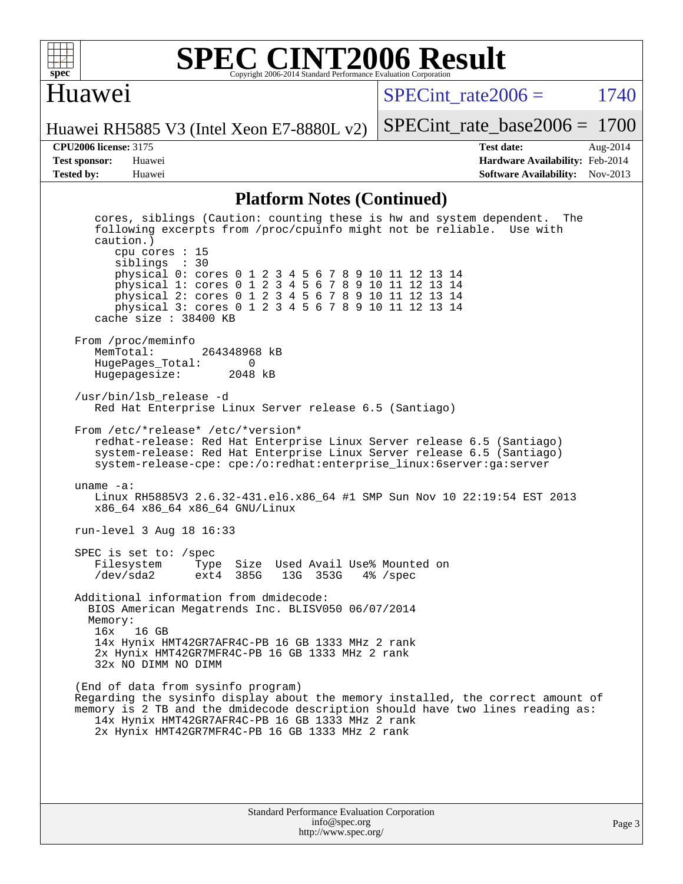## Platform Notes (Continued)

```
   cores, siblings (Caution: counting these is hw and system dependent.  The
   following excerpts from /proc/cpuinfo might not be reliable.  Use with
   caution.)
      cpu cores : 15
      siblings  : 30
      physical 0: cores 0 1 2 3 4 5 6 7 8 9 10 11 12 13 14
      physical 1: cores 0 1 2 3 4 5 6 7 8 9 10 11 12 13 14
      physical 2: cores 0 1 2 3 4 5 6 7 8 9 10 11 12 13 14
      physical 3: cores 0 1 2 3 4 5 6 7 8 9 10 11 12 13 14
   cache size : 38400 KB

From /proc/meminfo
   MemTotal:       264348968 kB
   HugePages_Total:       0
   Hugepagesize:       2048 kB

/usr/bin/lsb_release -d
   Red Hat Enterprise Linux Server release 6.5 (Santiago)

From /etc/*release* /etc/*version*
   redhat-release: Red Hat Enterprise Linux Server release 6.5 (Santiago)
   system-release: Red Hat Enterprise Linux Server release 6.5 (Santiago)
   system-release-cpe: cpe:/o:redhat:enterprise_linux:6server:ga:server

uname -a:
   Linux RH5885V3 2.6.32-431.el6.x86_64 #1 SMP Sun Nov 10 22:19:54 EST 2013
   x86_64 x86_64 x86_64 GNU/Linux

run-level 3 Aug 18 16:33

SPEC is set to: /spec
   Filesystem     Type  Size  Used Avail Use% Mounted on
   /dev/sda2      ext4  385G   13G  353G   4% /spec

Additional information from dmidecode:
  BIOS American Megatrends Inc. BLISV050 06/07/2014
  Memory:
   16x   16 GB
   14x Hynix HMT42GR7AFR4C-PB 16 GB 1333 MHz 2 rank
   2x Hynix HMT42GR7MFR4C-PB 16 GB 1333 MHz 2 rank
   32x NO DIMM NO DIMM

(End of data from sysinfo program)
Regarding the sysinfo display about the memory installed, the correct amount of
memory is 2 TB and the dmidecode description should have two lines reading as:
   14x Hynix HMT42GR7AFR4C-PB 16 GB 1333 MHz 2 rank
   2x Hynix HMT42GR7MFR4C-PB 16 GB 1333 MHz 2 rank
```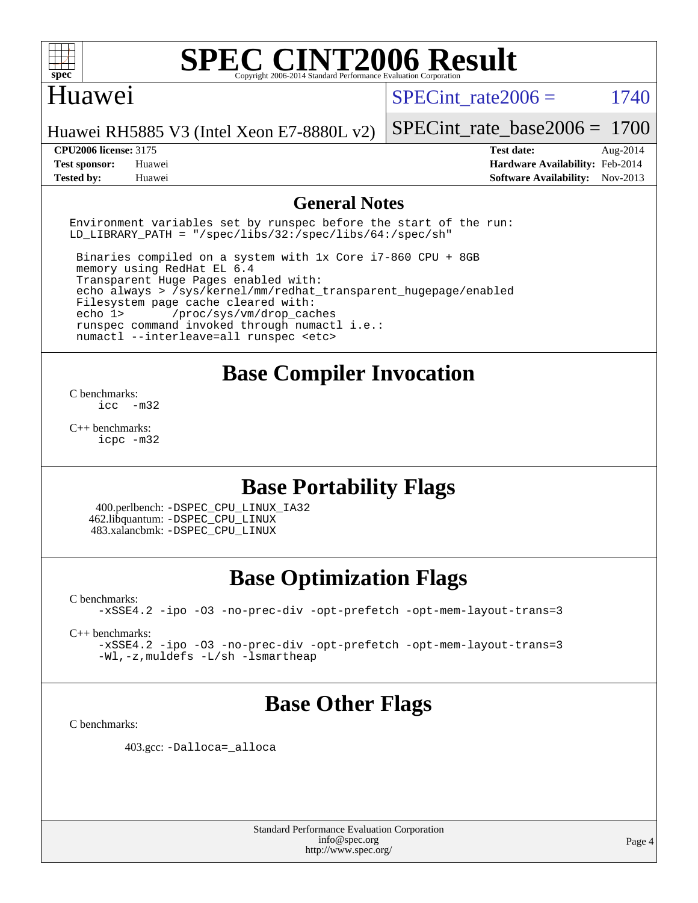# SPEC CINT2006 Result

Copyright 2006-2014 Standard Performance Evaluation Corporation

## Huawei

Huawei RH5885 V3 (Intel Xeon E7-8880L v2)

SPECint_rate2006 = 1740

SPECint_rate_base2006 = 1700

| | | | |
|---|---|---|---|
| **CPU2006 license:** 3175 | | **Test date:** | Aug-2014 |
| **Test sponsor:** | Huawei | **Hardware Availability:** | Feb-2014 |
| **Tested by:** | Huawei | **Software Availability:** | Nov-2013 |

## General Notes

```
Environment variables set by runspec before the start of the run:
LD_LIBRARY_PATH = "/spec/libs/32:/spec/libs/64:/spec/sh"

 Binaries compiled on a system with 1x Core i7-860 CPU + 8GB
 memory using RedHat EL 6.4
 Transparent Huge Pages enabled with:
 echo always > /sys/kernel/mm/redhat_transparent_hugepage/enabled
 Filesystem page cache cleared with:
 echo 1>       /proc/sys/vm/drop_caches
 runspec command invoked through numactl i.e.:
 numactl --interleave=all runspec <etc>
```

## Base Compiler Invocation

C benchmarks:
    icc  -m32

C++ benchmarks:
    icpc -m32

## Base Portability Flags

400.perlbench: -DSPEC_CPU_LINUX_IA32
462.libquantum: -DSPEC_CPU_LINUX
483.xalancbmk: -DSPEC_CPU_LINUX

## Base Optimization Flags

C benchmarks:
    -xSSE4.2 -ipo -O3 -no-prec-div -opt-prefetch -opt-mem-layout-trans=3

C++ benchmarks:
    -xSSE4.2 -ipo -O3 -no-prec-div -opt-prefetch -opt-mem-layout-trans=3
    -Wl,-z,muldefs -L/sh -lsmartheap

## Base Other Flags

C benchmarks:

403.gcc: -Dalloca=_alloca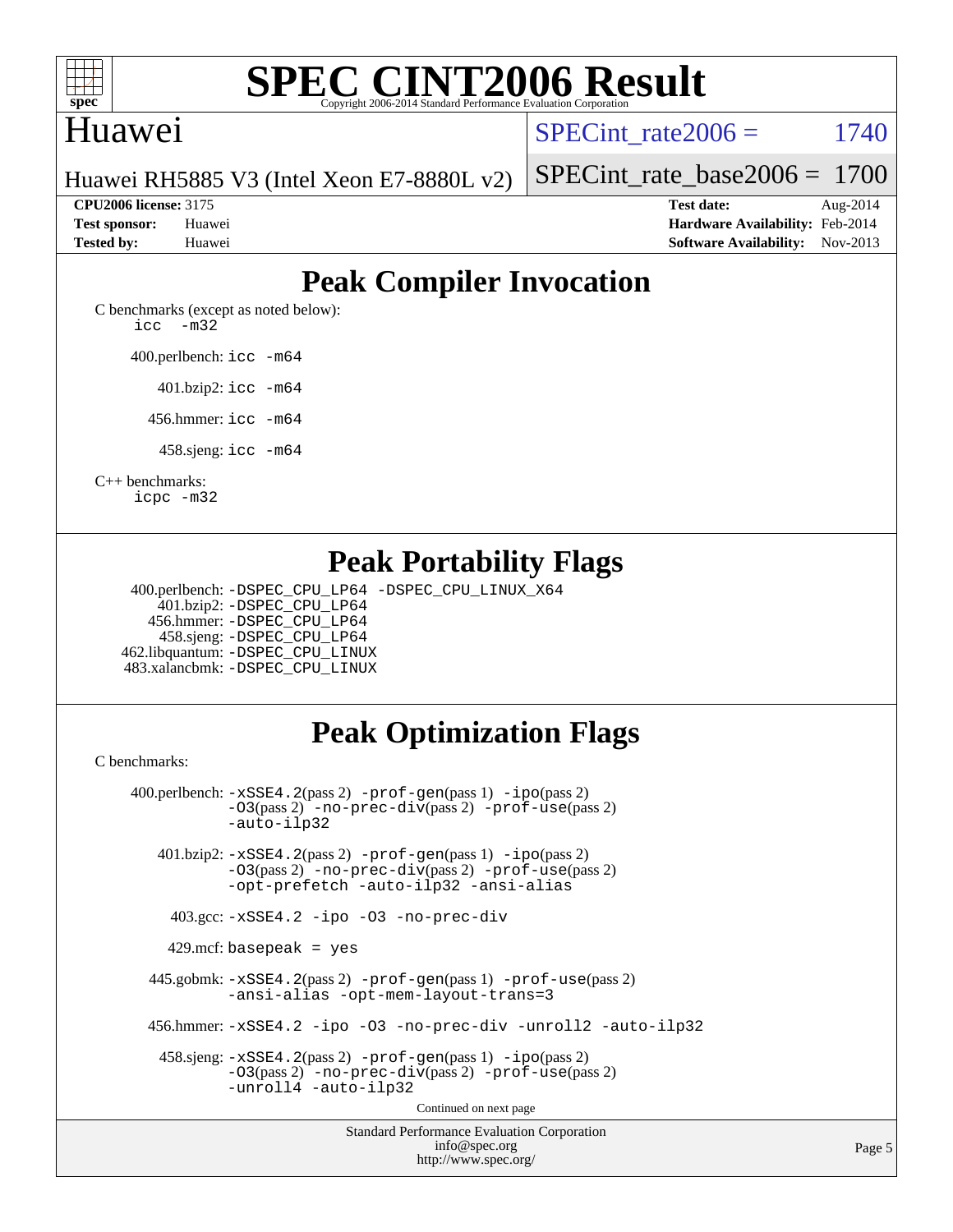# SPEC CINT2006 Result

Copyright 2006-2014 Standard Performance Evaluation Corporation

## Huawei

Huawei RH5885 V3 (Intel Xeon E7-8880L v2)

SPECint_rate2006 = 1740

SPECint_rate_base2006 = 1700

| | | | |
|---|---|---|---|
| **CPU2006 license:** 3175 | | **Test date:** | Aug-2014 |
| **Test sponsor:** | Huawei | **Hardware Availability:** | Feb-2014 |
| **Tested by:** | Huawei | **Software Availability:** | Nov-2013 |

## Peak Compiler Invocation

C benchmarks (except as noted below):
`icc -m32`

400.perlbench: `icc -m64`

401.bzip2: `icc -m64`

456.hmmer: `icc -m64`

458.sjeng: `icc -m64`

C++ benchmarks:
`icpc -m32`

## Peak Portability Flags

400.perlbench: `-DSPEC_CPU_LP64 -DSPEC_CPU_LINUX_X64`
401.bzip2: `-DSPEC_CPU_LP64`
456.hmmer: `-DSPEC_CPU_LP64`
458.sjeng: `-DSPEC_CPU_LP64`
462.libquantum: `-DSPEC_CPU_LINUX`
483.xalancbmk: `-DSPEC_CPU_LINUX`

## Peak Optimization Flags

C benchmarks:

400.perlbench: `-xSSE4.2`(pass 2) `-prof-gen`(pass 1) `-ipo`(pass 2) `-O3`(pass 2) `-no-prec-div`(pass 2) `-prof-use`(pass 2) `-auto-ilp32`

401.bzip2: `-xSSE4.2`(pass 2) `-prof-gen`(pass 1) `-ipo`(pass 2) `-O3`(pass 2) `-no-prec-div`(pass 2) `-prof-use`(pass 2) `-opt-prefetch -auto-ilp32 -ansi-alias`

403.gcc: `-xSSE4.2 -ipo -O3 -no-prec-div`

429.mcf: `basepeak = yes`

445.gobmk: `-xSSE4.2`(pass 2) `-prof-gen`(pass 1) `-prof-use`(pass 2) `-ansi-alias -opt-mem-layout-trans=3`

456.hmmer: `-xSSE4.2 -ipo -O3 -no-prec-div -unroll2 -auto-ilp32`

458.sjeng: `-xSSE4.2`(pass 2) `-prof-gen`(pass 1) `-ipo`(pass 2) `-O3`(pass 2) `-no-prec-div`(pass 2) `-prof-use`(pass 2) `-unroll4 -auto-ilp32`

Continued on next page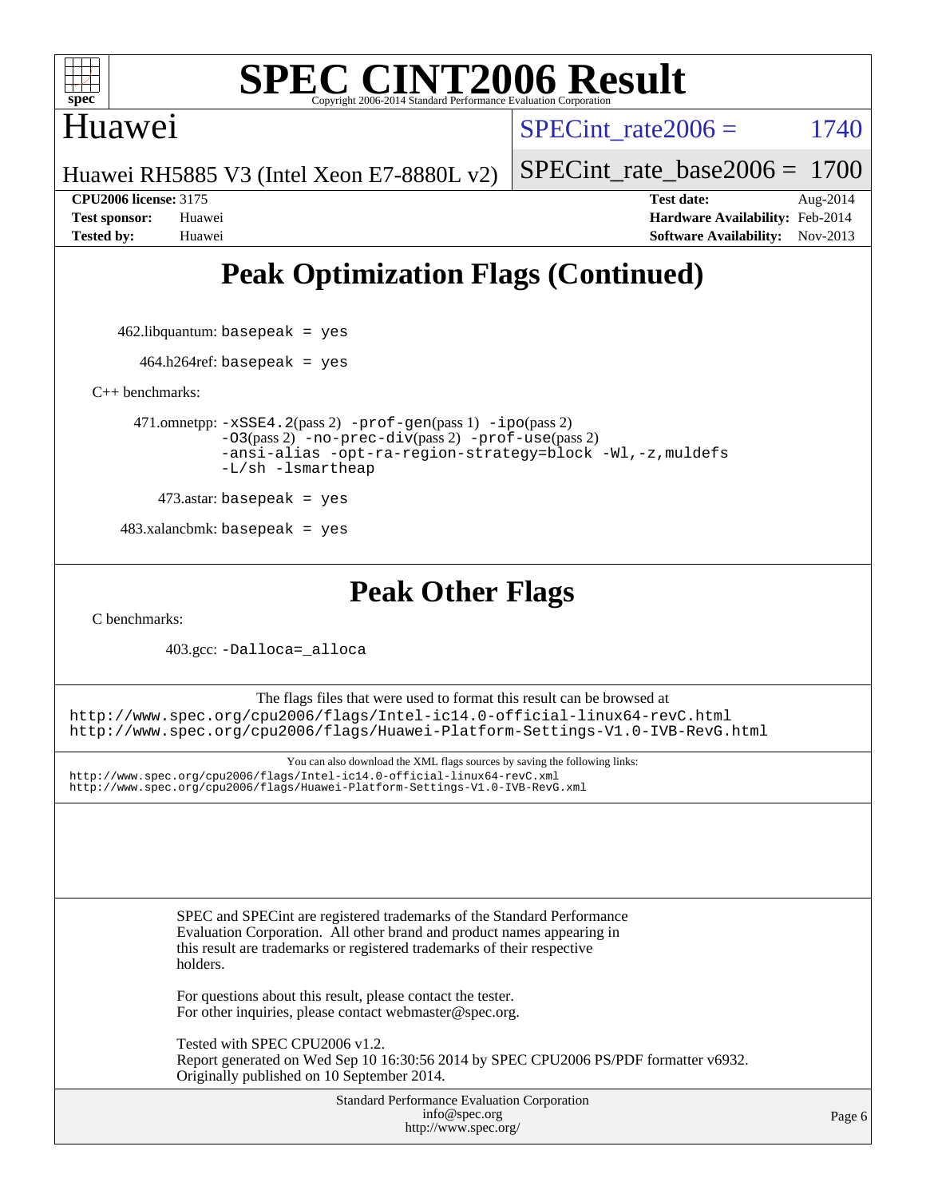# SPEC CINT2006 Result

Copyright 2006-2014 Standard Performance Evaluation Corporation

## Huawei

Huawei RH5885 V3 (Intel Xeon E7-8880L v2)

SPECint_rate2006 = 1740

SPECint_rate_base2006 = 1700

**CPU2006 license:** 3175
**Test sponsor:** Huawei
**Tested by:** Huawei

**Test date:** Aug-2014
**Hardware Availability:** Feb-2014
**Software Availability:** Nov-2013

## Peak Optimization Flags (Continued)

462.libquantum: `basepeak = yes`

464.h264ref: `basepeak = yes`

C++ benchmarks:

471.omnetpp: `-xSSE4.2`(pass 2) `-prof-gen`(pass 1) `-ipo`(pass 2) `-O3`(pass 2) `-no-prec-div`(pass 2) `-prof-use`(pass 2) `-ansi-alias` `-opt-ra-region-strategy=block` `-Wl,-z,muldefs` `-L/sh -lsmartheap`

473.astar: `basepeak = yes`

483.xalancbmk: `basepeak = yes`

## Peak Other Flags

C benchmarks:

403.gcc: `-Dalloca=_alloca`

The flags files that were used to format this result can be browsed at
http://www.spec.org/cpu2006/flags/Intel-ic14.0-official-linux64-revC.html
http://www.spec.org/cpu2006/flags/Huawei-Platform-Settings-V1.0-IVB-RevG.html

You can also download the XML flags sources by saving the following links:
http://www.spec.org/cpu2006/flags/Intel-ic14.0-official-linux64-revC.xml
http://www.spec.org/cpu2006/flags/Huawei-Platform-Settings-V1.0-IVB-RevG.xml

SPEC and SPECint are registered trademarks of the Standard Performance Evaluation Corporation. All other brand and product names appearing in this result are trademarks or registered trademarks of their respective holders.

For questions about this result, please contact the tester.
For other inquiries, please contact webmaster@spec.org.

Tested with SPEC CPU2006 v1.2.
Report generated on Wed Sep 10 16:30:56 2014 by SPEC CPU2006 PS/PDF formatter v6932.
Originally published on 10 September 2014.

Standard Performance Evaluation Corporation
info@spec.org
http://www.spec.org/